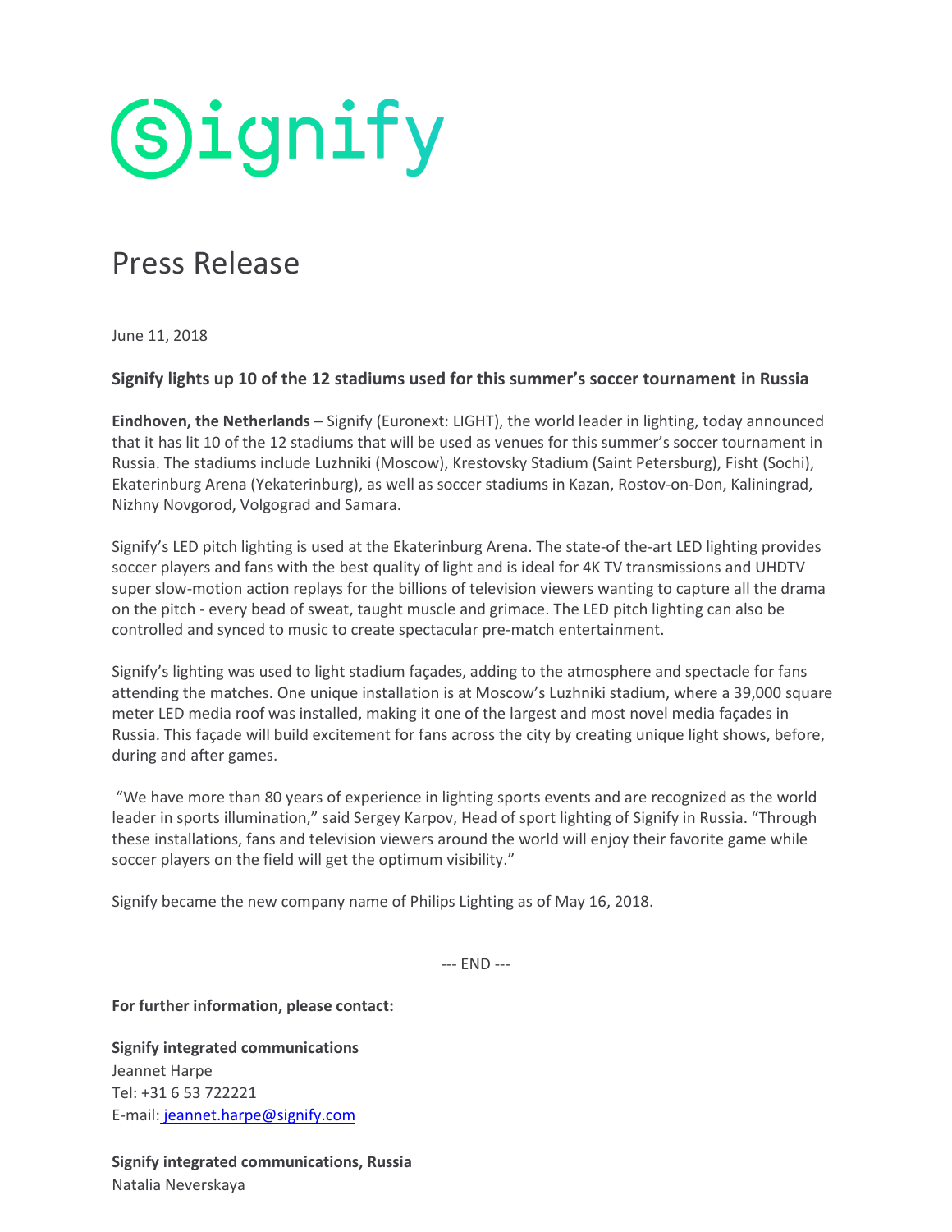signify

# Press Release

June 11, 2018

## Signify lights up 10 of the 12 stadiums used for this summer's soccer tournament in Russia

**Eindhoven, the Netherlands –** Signify (Euronext: LIGHT), the world leader in lighting, today announced that it has lit 10 of the 12 stadiums that will be used as venues for this summer's soccer tournament in Russia. The stadiums include Luzhniki (Moscow), Krestovsky Stadium (Saint Petersburg), Fisht (Sochi), Ekaterinburg Arena (Yekaterinburg), as well as soccer stadiums in Kazan, Rostov-on-Don, Kaliningrad, Nizhny Novgorod, Volgograd and Samara.

Signify's LED pitch lighting is used at the Ekaterinburg Arena. The state-of-the-art LED lighting provides soccer players and fans with the best quality of light and is ideal for 4K TV transmissions and UHDTV super slow-motion action replays for the billions of television viewers wanting to capture all the drama on the pitch - every bead of sweat, taught muscle and grimace. The LED pitch lighting can also be controlled and synced to music to create spectacular pre-match entertainment.

Signify's lighting was used to light stadium façades, adding to the atmosphere and spectacle for fans attending the matches. One unique installation is at Moscow's Luzhniki stadium, where a 39,000 square meter LED media roof was installed, making it one of the largest and most novel media façades in Russia. This façade will build excitement for fans across the city by creating unique light shows, before, during and after games.

"We have more than 80 years of experience in lighting sports events and are recognized as the world leader in sports illumination," said Sergey Karpov, Head of sport lighting of Signify in Russia. "Through these installations, fans and television viewers around the world will enjoy their favorite game while soccer players on the field will get the optimum visibility."

Signify became the new company name of Philips Lighting as of May 16, 2018.

--- END ---

**For further information, please contact:**

**Signify integrated communications**
Jeannet Harpe
Tel: +31 6 53 722221
E-mail: jeannet.harpe@signify.com

**Signify integrated communications, Russia**
Natalia Neverskaya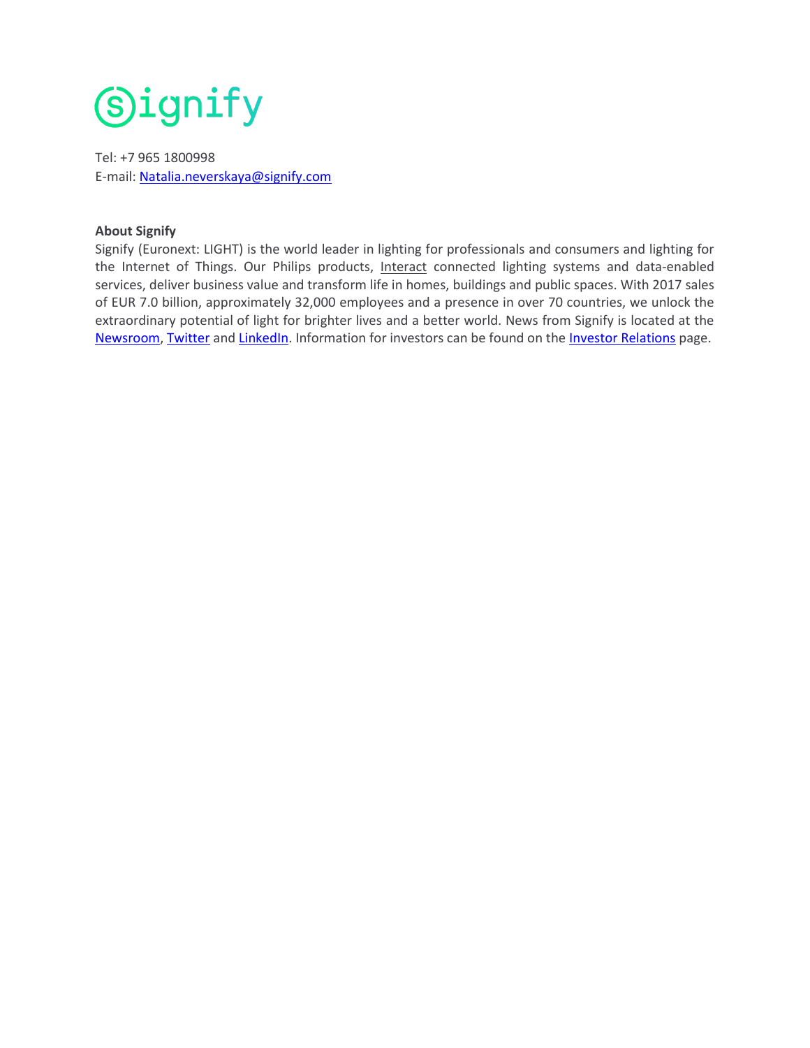Signify

Tel: +7 965 1800998
E-mail: Natalia.neverskaya@signify.com

**About Signify**

Signify (Euronext: LIGHT) is the world leader in lighting for professionals and consumers and lighting for the Internet of Things. Our Philips products, Interact connected lighting systems and data-enabled services, deliver business value and transform life in homes, buildings and public spaces. With 2017 sales of EUR 7.0 billion, approximately 32,000 employees and a presence in over 70 countries, we unlock the extraordinary potential of light for brighter lives and a better world. News from Signify is located at the Newsroom, Twitter and LinkedIn. Information for investors can be found on the Investor Relations page.